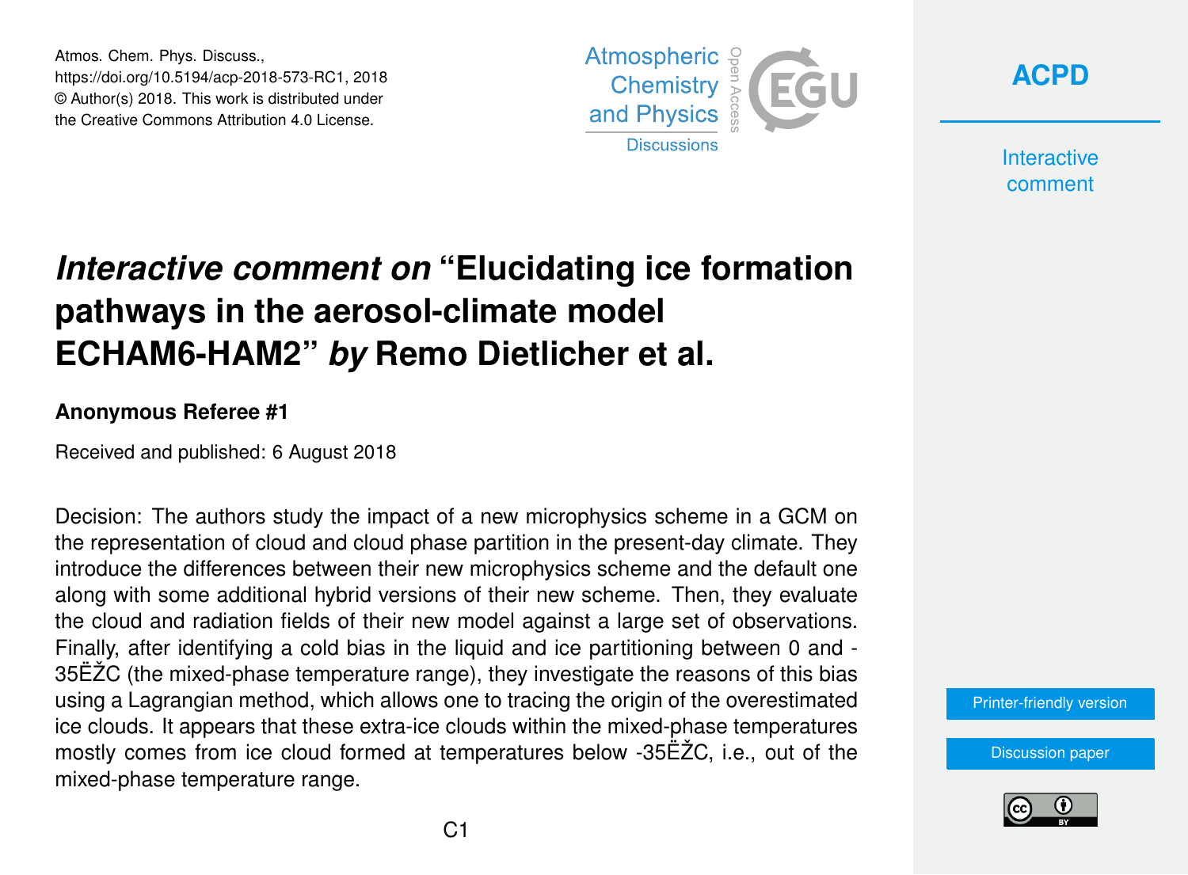# *Interactive comment on* "Elucidating ice formation pathways in the aerosol-climate model ECHAM6-HAM2" *by* Remo Dietlicher et al.

**Anonymous Referee #1**

Received and published: 6 August 2018

Decision: The authors study the impact of a new microphysics scheme in a GCM on the representation of cloud and cloud phase partition in the present-day climate. They introduce the differences between their new microphysics scheme and the default one along with some additional hybrid versions of their new scheme. Then, they evaluate the cloud and radiation fields of their new model against a large set of observations. Finally, after identifying a cold bias in the liquid and ice partitioning between 0 and -35ËŽC (the mixed-phase temperature range), they investigate the reasons of this bias using a Lagrangian method, which allows one to tracing the origin of the overestimated ice clouds. It appears that these extra-ice clouds within the mixed-phase temperatures mostly comes from ice cloud formed at temperatures below -35ËŽC, i.e., out of the mixed-phase temperature range.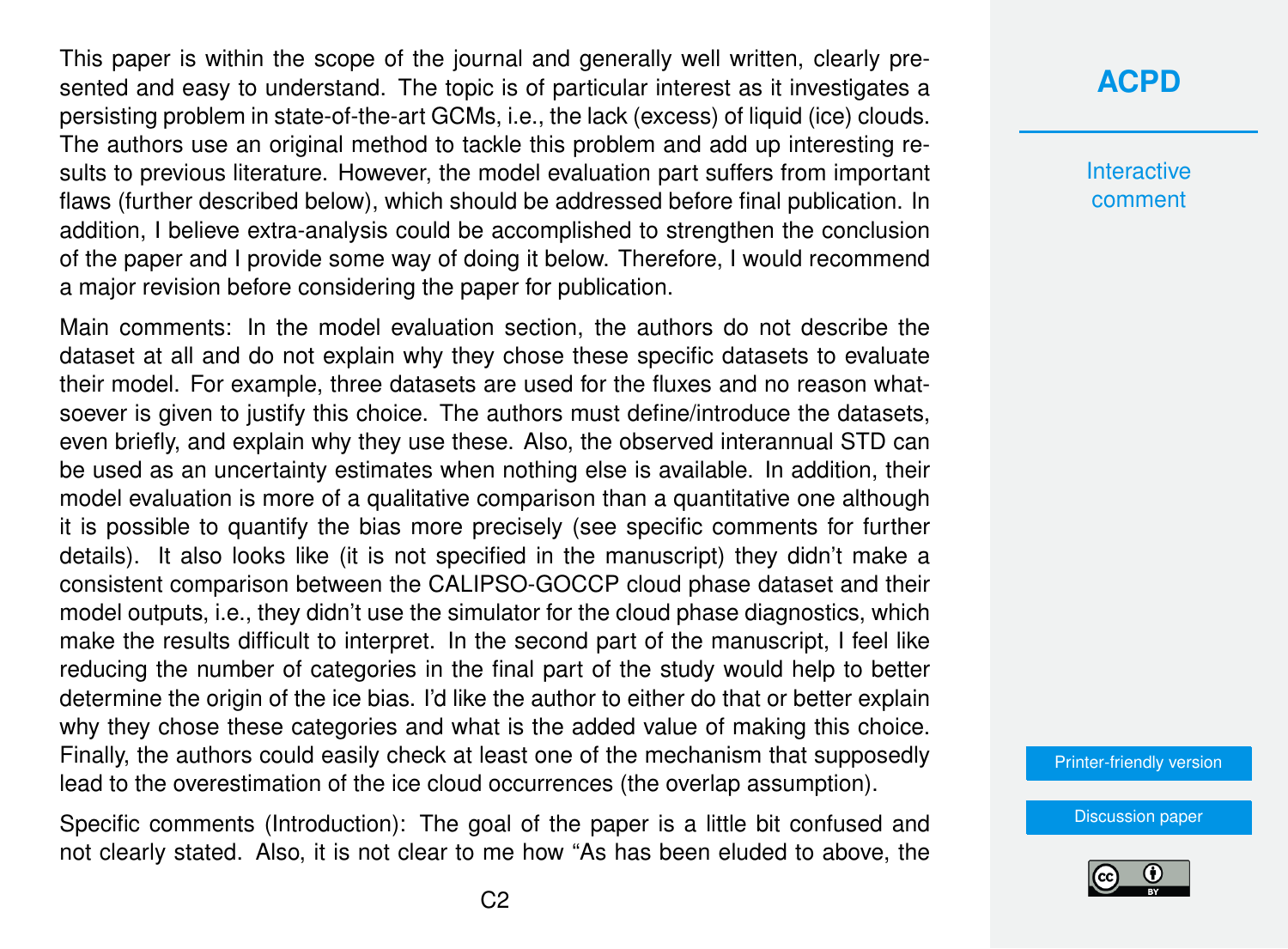This paper is within the scope of the journal and generally well written, clearly presented and easy to understand. The topic is of particular interest as it investigates a persisting problem in state-of-the-art GCMs, i.e., the lack (excess) of liquid (ice) clouds. The authors use an original method to tackle this problem and add up interesting results to previous literature. However, the model evaluation part suffers from important flaws (further described below), which should be addressed before final publication. In addition, I believe extra-analysis could be accomplished to strengthen the conclusion of the paper and I provide some way of doing it below. Therefore, I would recommend a major revision before considering the paper for publication.

Main comments: In the model evaluation section, the authors do not describe the dataset at all and do not explain why they chose these specific datasets to evaluate their model. For example, three datasets are used for the fluxes and no reason whatsoever is given to justify this choice. The authors must define/introduce the datasets, even briefly, and explain why they use these. Also, the observed interannual STD can be used as an uncertainty estimates when nothing else is available. In addition, their model evaluation is more of a qualitative comparison than a quantitative one although it is possible to quantify the bias more precisely (see specific comments for further details). It also looks like (it is not specified in the manuscript) they didn't make a consistent comparison between the CALIPSO-GOCCP cloud phase dataset and their model outputs, i.e., they didn't use the simulator for the cloud phase diagnostics, which make the results difficult to interpret. In the second part of the manuscript, I feel like reducing the number of categories in the final part of the study would help to better determine the origin of the ice bias. I'd like the author to either do that or better explain why they chose these categories and what is the added value of making this choice. Finally, the authors could easily check at least one of the mechanism that supposedly lead to the overestimation of the ice cloud occurrences (the overlap assumption).

Specific comments (Introduction): The goal of the paper is a little bit confused and not clearly stated. Also, it is not clear to me how "As has been eluded to above, the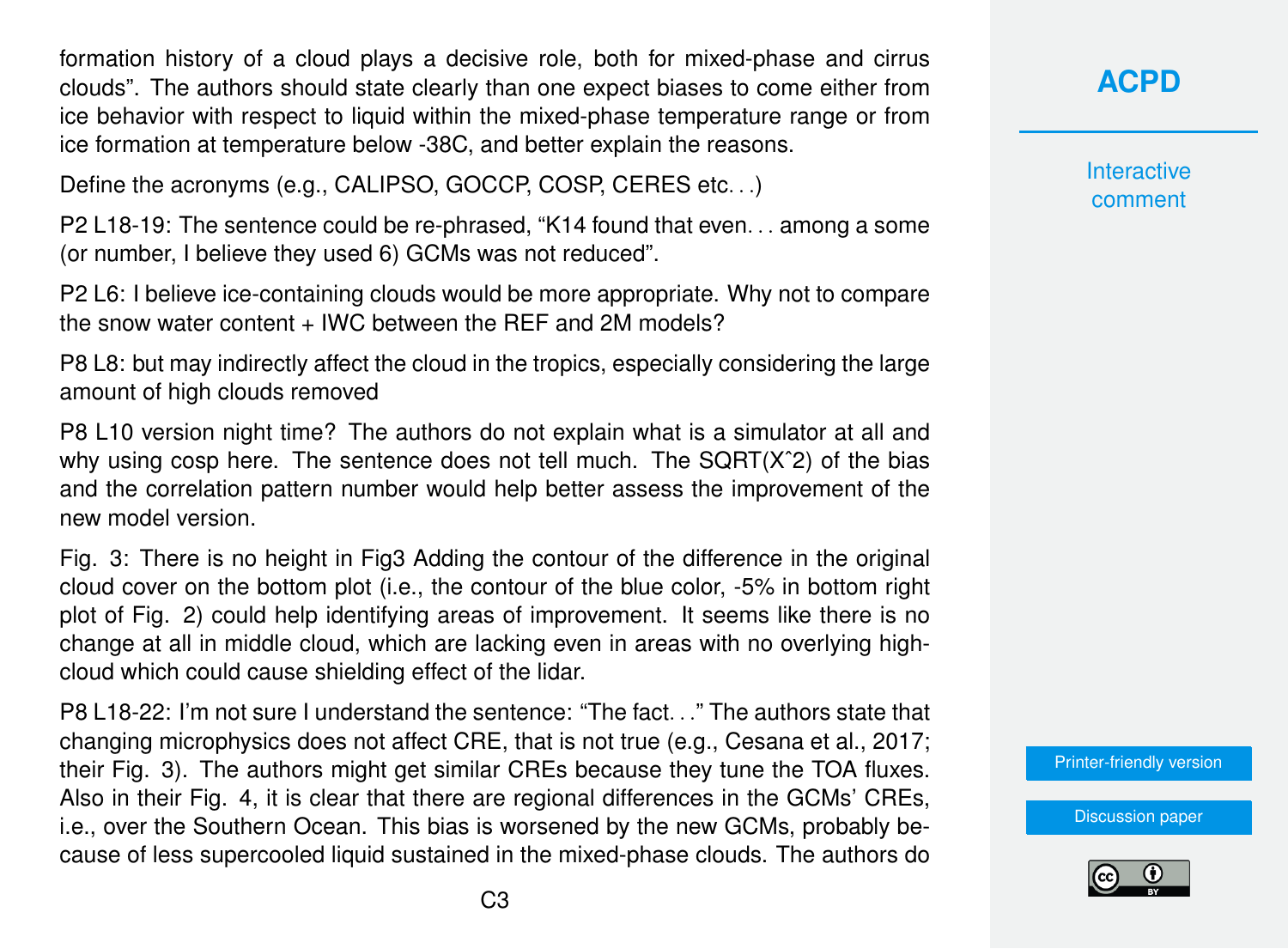formation history of a cloud plays a decisive role, both for mixed-phase and cirrus clouds". The authors should state clearly than one expect biases to come either from ice behavior with respect to liquid within the mixed-phase temperature range or from ice formation at temperature below -38C, and better explain the reasons.

Define the acronyms (e.g., CALIPSO, GOCCP, COSP, CERES etc. . .)

P2 L18-19: The sentence could be re-phrased, "K14 found that even. . . among a some (or number, I believe they used 6) GCMs was not reduced".

P2 L6: I believe ice-containing clouds would be more appropriate. Why not to compare the snow water content + IWC between the REF and 2M models?

P8 L8: but may indirectly affect the cloud in the tropics, especially considering the large amount of high clouds removed

P8 L10 version night time? The authors do not explain what is a simulator at all and why using cosp here. The sentence does not tell much. The SQRT(X^2) of the bias and the correlation pattern number would help better assess the improvement of the new model version.

Fig. 3: There is no height in Fig3 Adding the contour of the difference in the original cloud cover on the bottom plot (i.e., the contour of the blue color, -5% in bottom right plot of Fig. 2) could help identifying areas of improvement. It seems like there is no change at all in middle cloud, which are lacking even in areas with no overlying high-cloud which could cause shielding effect of the lidar.

P8 L18-22: I'm not sure I understand the sentence: "The fact. . ." The authors state that changing microphysics does not affect CRE, that is not true (e.g., Cesana et al., 2017; their Fig. 3). The authors might get similar CREs because they tune the TOA fluxes. Also in their Fig. 4, it is clear that there are regional differences in the GCMs' CREs, i.e., over the Southern Ocean. This bias is worsened by the new GCMs, probably because of less supercooled liquid sustained in the mixed-phase clouds. The authors do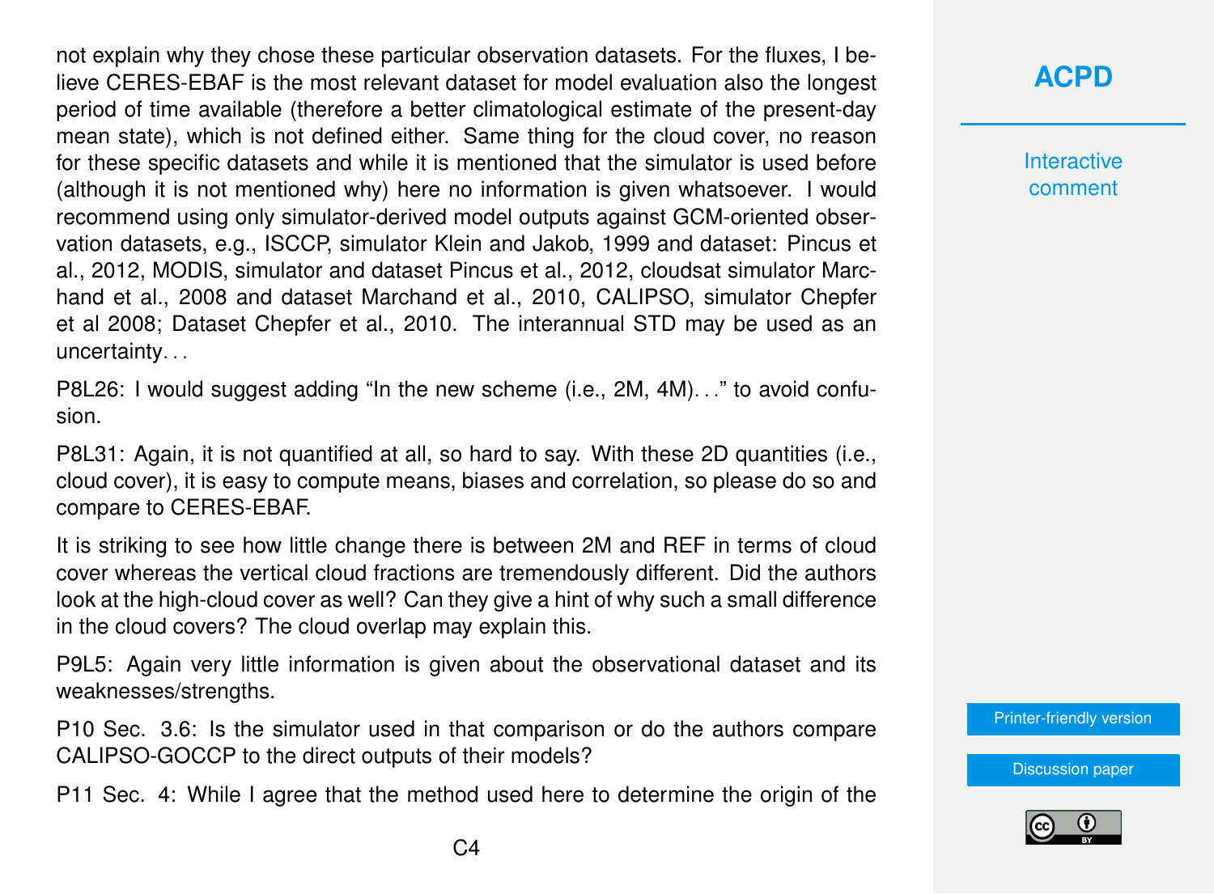not explain why they chose these particular observation datasets. For the fluxes, I believe CERES-EBAF is the most relevant dataset for model evaluation also the longest period of time available (therefore a better climatological estimate of the present-day mean state), which is not defined either. Same thing for the cloud cover, no reason for these specific datasets and while it is mentioned that the simulator is used before (although it is not mentioned why) here no information is given whatsoever. I would recommend using only simulator-derived model outputs against GCM-oriented observation datasets, e.g., ISCCP, simulator Klein and Jakob, 1999 and dataset: Pincus et al., 2012, MODIS, simulator and dataset Pincus et al., 2012, cloudsat simulator Marchand et al., 2008 and dataset Marchand et al., 2010, CALIPSO, simulator Chepfer et al 2008; Dataset Chepfer et al., 2010. The interannual STD may be used as an uncertainty...

P8L26: I would suggest adding "In the new scheme (i.e., 2M, 4M)..." to avoid confusion.

P8L31: Again, it is not quantified at all, so hard to say. With these 2D quantities (i.e., cloud cover), it is easy to compute means, biases and correlation, so please do so and compare to CERES-EBAF.

It is striking to see how little change there is between 2M and REF in terms of cloud cover whereas the vertical cloud fractions are tremendously different. Did the authors look at the high-cloud cover as well? Can they give a hint of why such a small difference in the cloud covers? The cloud overlap may explain this.

P9L5: Again very little information is given about the observational dataset and its weaknesses/strengths.

P10 Sec. 3.6: Is the simulator used in that comparison or do the authors compare CALIPSO-GOCCP to the direct outputs of their models?

P11 Sec. 4: While I agree that the method used here to determine the origin of the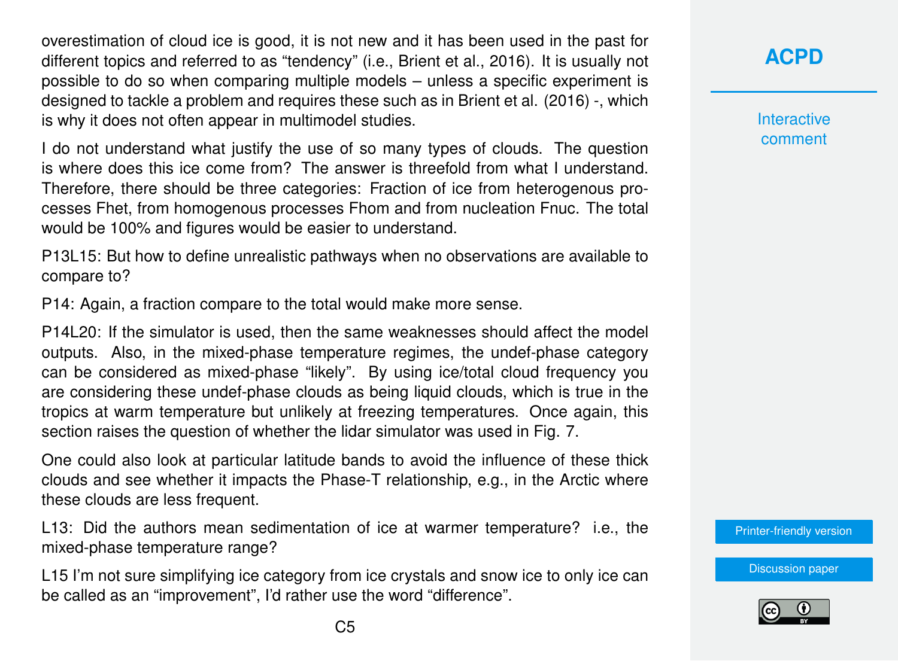overestimation of cloud ice is good, it is not new and it has been used in the past for different topics and referred to as "tendency" (i.e., Brient et al., 2016). It is usually not possible to do so when comparing multiple models – unless a specific experiment is designed to tackle a problem and requires these such as in Brient et al. (2016) -, which is why it does not often appear in multimodel studies.

I do not understand what justify the use of so many types of clouds. The question is where does this ice come from? The answer is threefold from what I understand. Therefore, there should be three categories: Fraction of ice from heterogenous processes Fhet, from homogenous processes Fhom and from nucleation Fnuc. The total would be 100% and figures would be easier to understand.

P13L15: But how to define unrealistic pathways when no observations are available to compare to?

P14: Again, a fraction compare to the total would make more sense.

P14L20: If the simulator is used, then the same weaknesses should affect the model outputs. Also, in the mixed-phase temperature regimes, the undef-phase category can be considered as mixed-phase "likely". By using ice/total cloud frequency you are considering these undef-phase clouds as being liquid clouds, which is true in the tropics at warm temperature but unlikely at freezing temperatures. Once again, this section raises the question of whether the lidar simulator was used in Fig. 7.

One could also look at particular latitude bands to avoid the influence of these thick clouds and see whether it impacts the Phase-T relationship, e.g., in the Arctic where these clouds are less frequent.

L13: Did the authors mean sedimentation of ice at warmer temperature? i.e., the mixed-phase temperature range?

L15 I'm not sure simplifying ice category from ice crystals and snow ice to only ice can be called as an "improvement", I'd rather use the word "difference".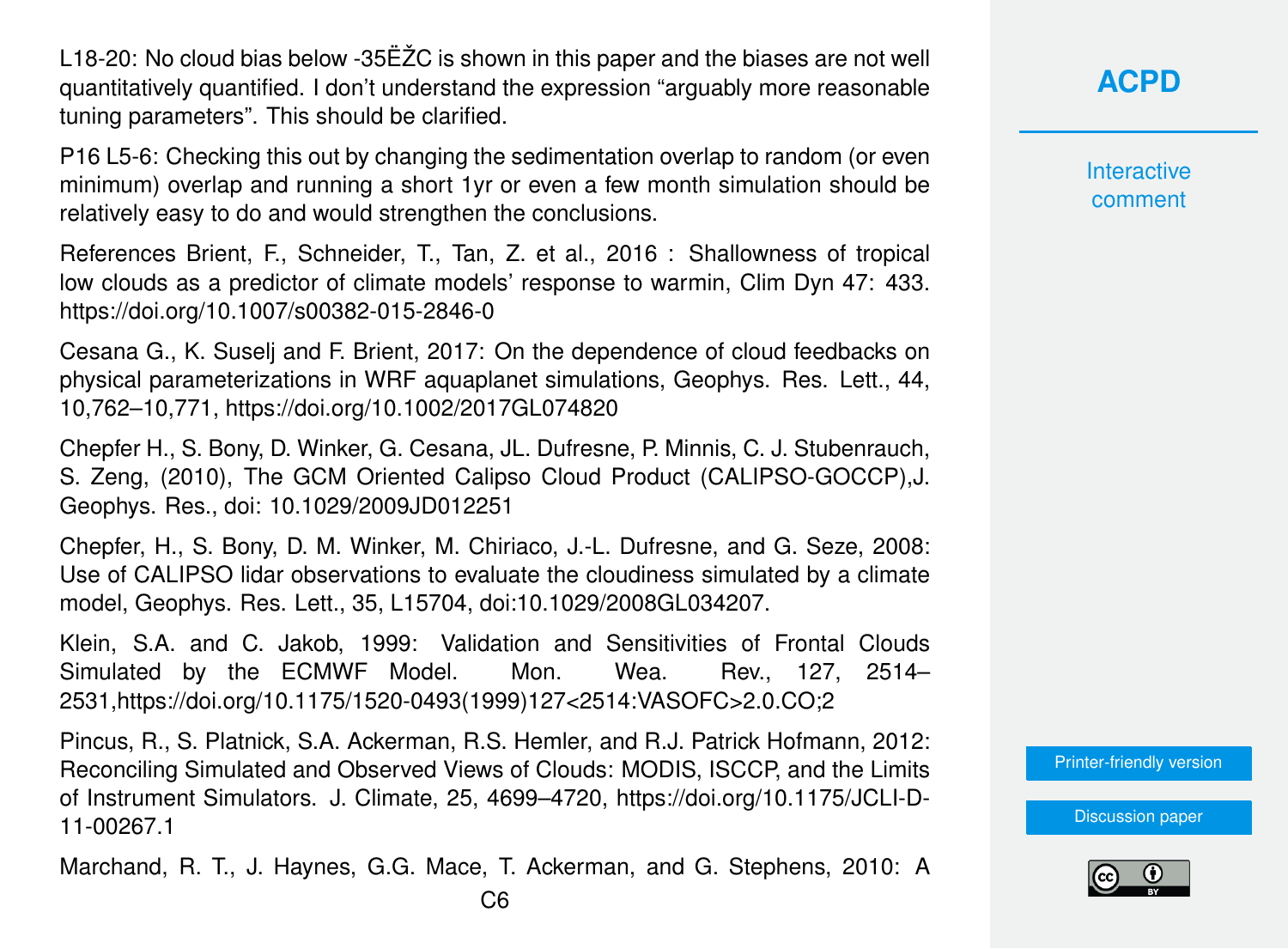L18-20: No cloud bias below -35ËŽC is shown in this paper and the biases are not well quantitatively quantified. I don't understand the expression "arguably more reasonable tuning parameters". This should be clarified.

P16 L5-6: Checking this out by changing the sedimentation overlap to random (or even minimum) overlap and running a short 1yr or even a few month simulation should be relatively easy to do and would strengthen the conclusions.

References Brient, F., Schneider, T., Tan, Z. et al., 2016 : Shallowness of tropical low clouds as a predictor of climate models' response to warmin, Clim Dyn 47: 433. https://doi.org/10.1007/s00382-015-2846-0

Cesana G., K. Suselj and F. Brient, 2017: On the dependence of cloud feedbacks on physical parameterizations in WRF aquaplanet simulations, Geophys. Res. Lett., 44, 10,762–10,771, https://doi.org/10.1002/2017GL074820

Chepfer H., S. Bony, D. Winker, G. Cesana, JL. Dufresne, P. Minnis, C. J. Stubenrauch, S. Zeng, (2010), The GCM Oriented Calipso Cloud Product (CALIPSO-GOCCP),J. Geophys. Res., doi: 10.1029/2009JD012251

Chepfer, H., S. Bony, D. M. Winker, M. Chiriaco, J.-L. Dufresne, and G. Seze, 2008: Use of CALIPSO lidar observations to evaluate the cloudiness simulated by a climate model, Geophys. Res. Lett., 35, L15704, doi:10.1029/2008GL034207.

Klein, S.A. and C. Jakob, 1999: Validation and Sensitivities of Frontal Clouds Simulated by the ECMWF Model. Mon. Wea. Rev., 127, 2514–2531,https://doi.org/10.1175/1520-0493(1999)127<2514:VASOFC>2.0.CO;2

Pincus, R., S. Platnick, S.A. Ackerman, R.S. Hemler, and R.J. Patrick Hofmann, 2012: Reconciling Simulated and Observed Views of Clouds: MODIS, ISCCP, and the Limits of Instrument Simulators. J. Climate, 25, 4699–4720, https://doi.org/10.1175/JCLI-D-11-00267.1

Marchand, R. T., J. Haynes, G.G. Mace, T. Ackerman, and G. Stephens, 2010: A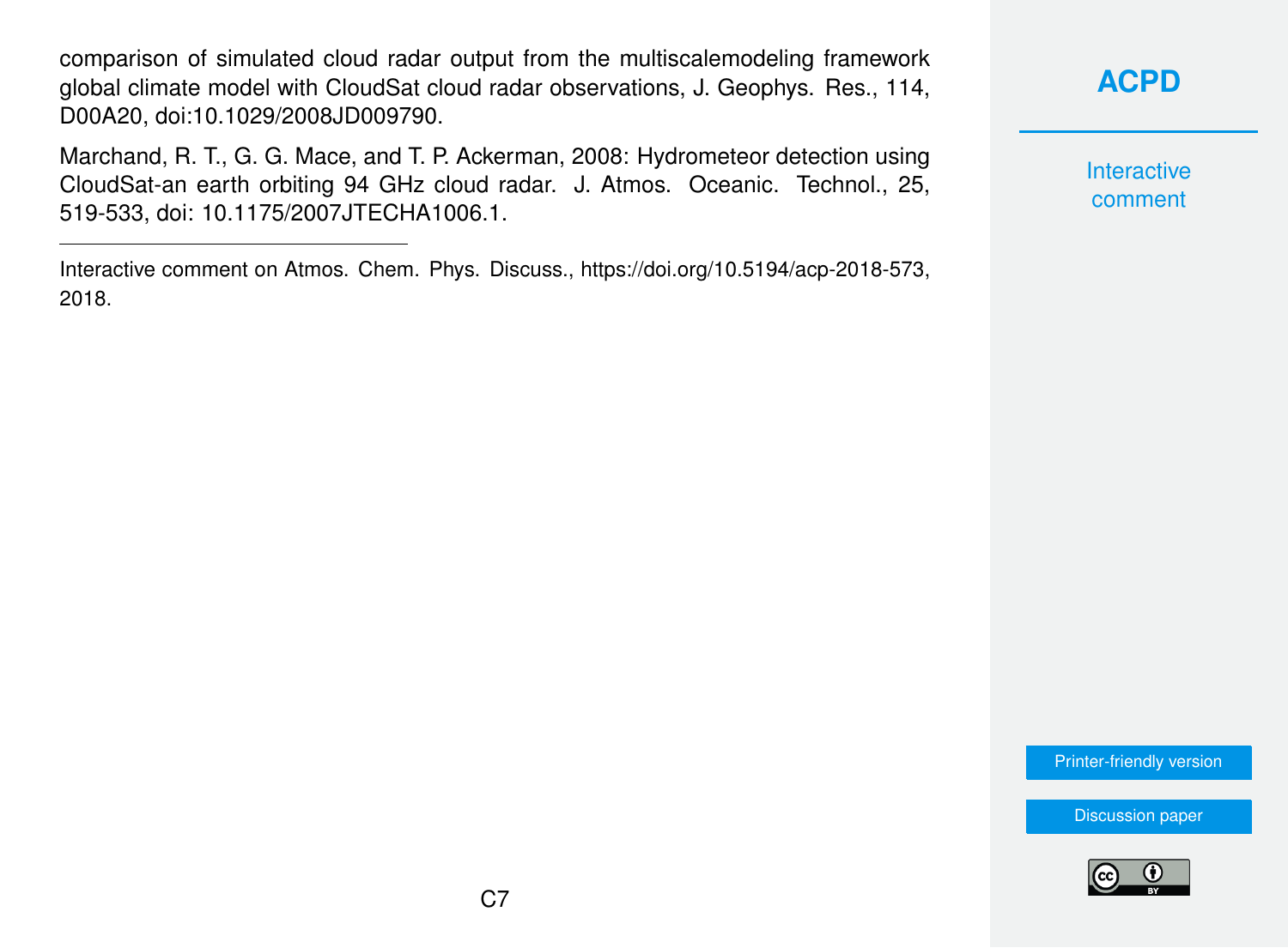comparison of simulated cloud radar output from the multiscalemodeling framework global climate model with CloudSat cloud radar observations, J. Geophys. Res., 114, D00A20, doi:10.1029/2008JD009790.

Marchand, R. T., G. G. Mace, and T. P. Ackerman, 2008: Hydrometeor detection using CloudSat-an earth orbiting 94 GHz cloud radar. J. Atmos. Oceanic. Technol., 25, 519-533, doi: 10.1175/2007JTECHA1006.1.

---

Interactive comment on Atmos. Chem. Phys. Discuss., https://doi.org/10.5194/acp-2018-573, 2018.